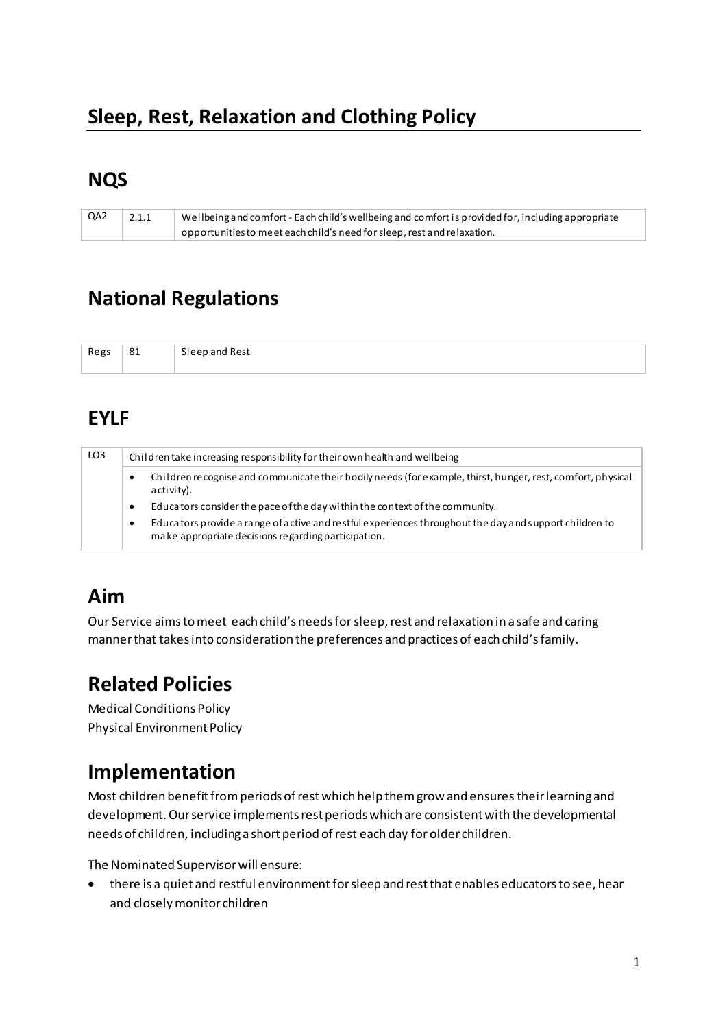# Sleep, Rest, Relaxation and Clothing Policy

## NQS

| QA2 | 2.1.1 | Wellbeing and comfort - Each child's wellbeing and comfort is provided for, including appropriate opportunities to meet each child's need for sleep, rest and relaxation. |
|---|---|---|

## National Regulations

| Regs | 81 | Sleep and Rest |
|---|---|---|

## EYLF

| LO3 | Children take increasing responsibility for their own health and wellbeing |
|---|---|
| | • Children recognise and communicate their bodily needs (for example, thirst, hunger, rest, comfort, physical activity).<br>• Educators consider the pace of the day within the context of the community.<br>• Educators provide a range of active and restful experiences throughout the day and support children to make appropriate decisions regarding participation. |

## Aim

Our Service aims to meet each child's needs for sleep, rest and relaxation in a safe and caring manner that takes into consideration the preferences and practices of each child's family.

## Related Policies

Medical Conditions Policy
Physical Environment Policy

## Implementation

Most children benefit from periods of rest which help them grow and ensures their learning and development. Our service implements rest periods which are consistent with the developmental needs of children, including a short period of rest each day for older children.

The Nominated Supervisor will ensure:

- there is a quiet and restful environment for sleep and rest that enables educators to see, hear and closely monitor children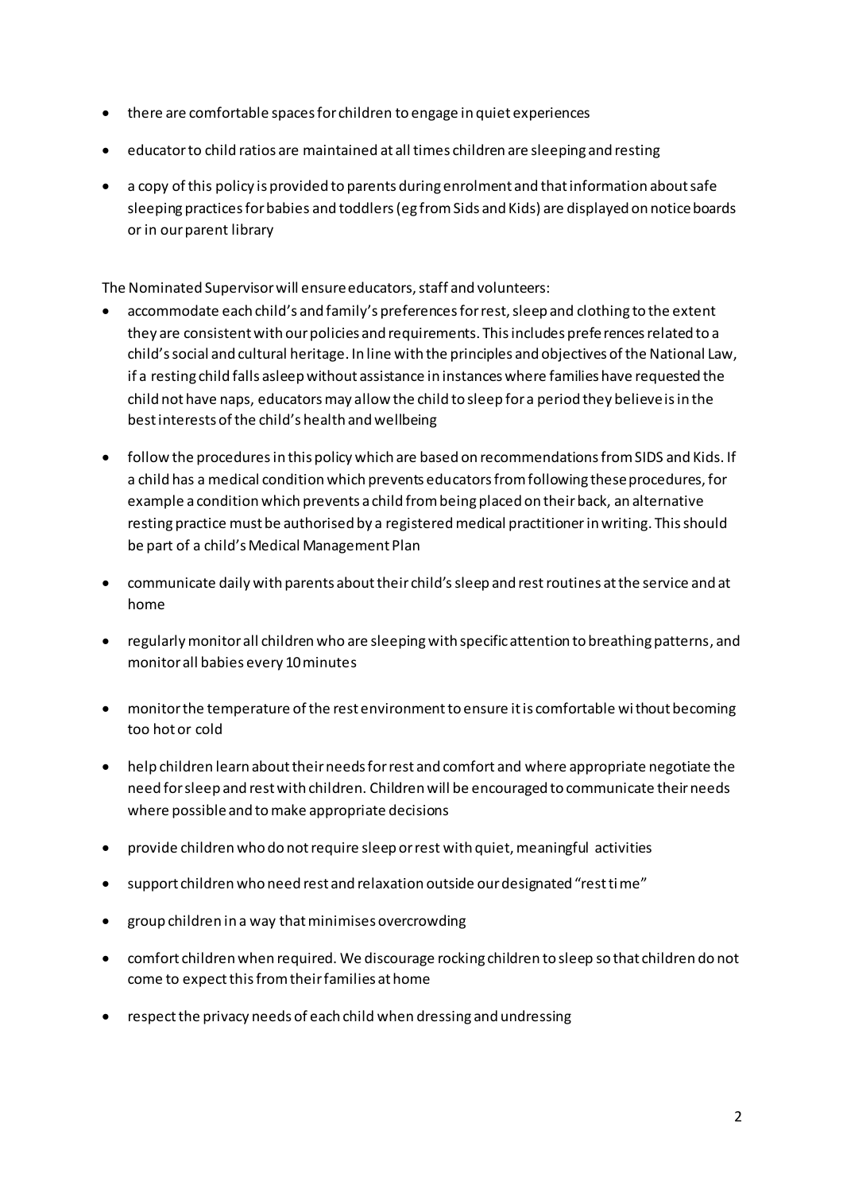- there are comfortable spaces for children to engage in quiet experiences
- educator to child ratios are maintained at all times children are sleeping and resting
- a copy of this policy is provided to parents during enrolment and that information about safe sleeping practices for babies and toddlers (eg from Sids and Kids) are displayed on notice boards or in our parent library

The Nominated Supervisor will ensure educators, staff and volunteers:

- accommodate each child's and family's preferences for rest, sleep and clothing to the extent they are consistent with our policies and requirements. This includes preferences related to a child's social and cultural heritage. In line with the principles and objectives of the National Law, if a resting child falls asleep without assistance in instances where families have requested the child not have naps, educators may allow the child to sleep for a period they believe is in the best interests of the child's health and wellbeing
- follow the procedures in this policy which are based on recommendations from SIDS and Kids. If a child has a medical condition which prevents educators from following these procedures, for example a condition which prevents a child from being placed on their back, an alternative resting practice must be authorised by a registered medical practitioner in writing. This should be part of a child's Medical Management Plan
- communicate daily with parents about their child's sleep and rest routines at the service and at home
- regularly monitor all children who are sleeping with specific attention to breathing patterns, and monitor all babies every 10 minutes
- monitor the temperature of the rest environment to ensure it is comfortable without becoming too hot or cold
- help children learn about their needs for rest and comfort and where appropriate negotiate the need for sleep and rest with children. Children will be encouraged to communicate their needs where possible and to make appropriate decisions
- provide children who do not require sleep or rest with quiet, meaningful activities
- support children who need rest and relaxation outside our designated "rest time"
- group children in a way that minimises overcrowding
- comfort children when required. We discourage rocking children to sleep so that children do not come to expect this from their families at home
- respect the privacy needs of each child when dressing and undressing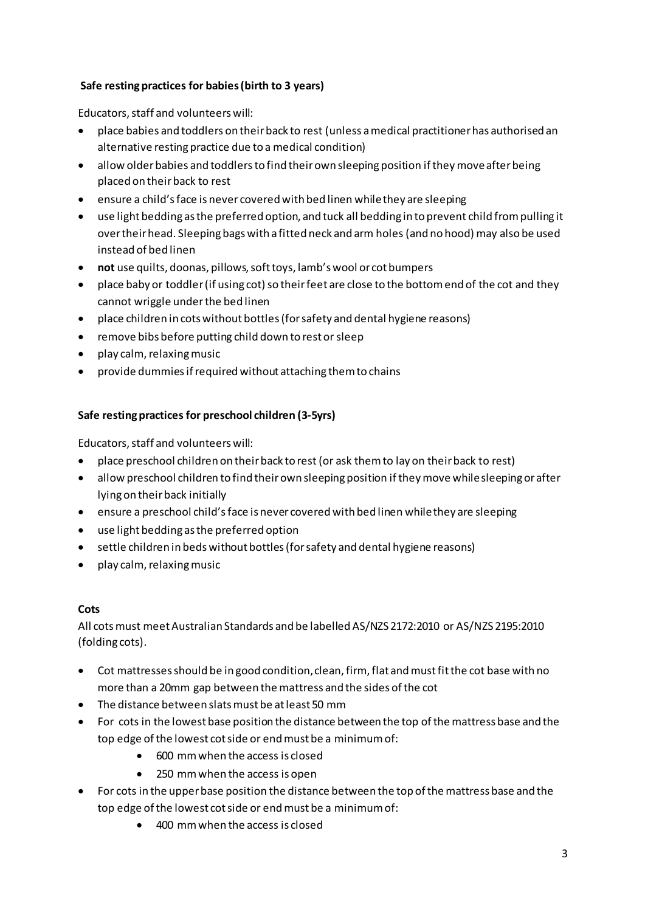**Safe resting practices for babies (birth to 3 years)**

Educators, staff and volunteers will:

- place babies and toddlers on their back to rest (unless a medical practitioner has authorised an alternative resting practice due to a medical condition)
- allow older babies and toddlers to find their own sleeping position if they move after being placed on their back to rest
- ensure a child's face is never covered with bed linen while they are sleeping
- use light bedding as the preferred option, and tuck all bedding in to prevent child from pulling it over their head. Sleeping bags with a fitted neck and arm holes (and no hood) may also be used instead of bed linen
- **not** use quilts, doonas, pillows, soft toys, lamb's wool or cot bumpers
- place baby or toddler (if using cot) so their feet are close to the bottom end of the cot and they cannot wriggle under the bed linen
- place children in cots without bottles (for safety and dental hygiene reasons)
- remove bibs before putting child down to rest or sleep
- play calm, relaxing music
- provide dummies if required without attaching them to chains

**Safe resting practices for preschool children (3-5yrs)**

Educators, staff and volunteers will:

- place preschool children on their back to rest (or ask them to lay on their back to rest)
- allow preschool children to find their own sleeping position if they move while sleeping or after lying on their back initially
- ensure a preschool child's face is never covered with bed linen while they are sleeping
- use light bedding as the preferred option
- settle children in beds without bottles (for safety and dental hygiene reasons)
- play calm, relaxing music

**Cots**

All cots must meet Australian Standards and be labelled AS/NZS 2172:2010 or AS/NZS 2195:2010 (folding cots).

- Cot mattresses should be in good condition, clean, firm, flat and must fit the cot base with no more than a 20mm gap between the mattress and the sides of the cot
- The distance between slats must be at least 50 mm
- For cots in the lowest base position the distance between the top of the mattress base and the top edge of the lowest cot side or end must be a minimum of:
  - 600 mm when the access is closed
  - 250 mm when the access is open
- For cots in the upper base position the distance between the top of the mattress base and the top edge of the lowest cot side or end must be a minimum of:
  - 400 mm when the access is closed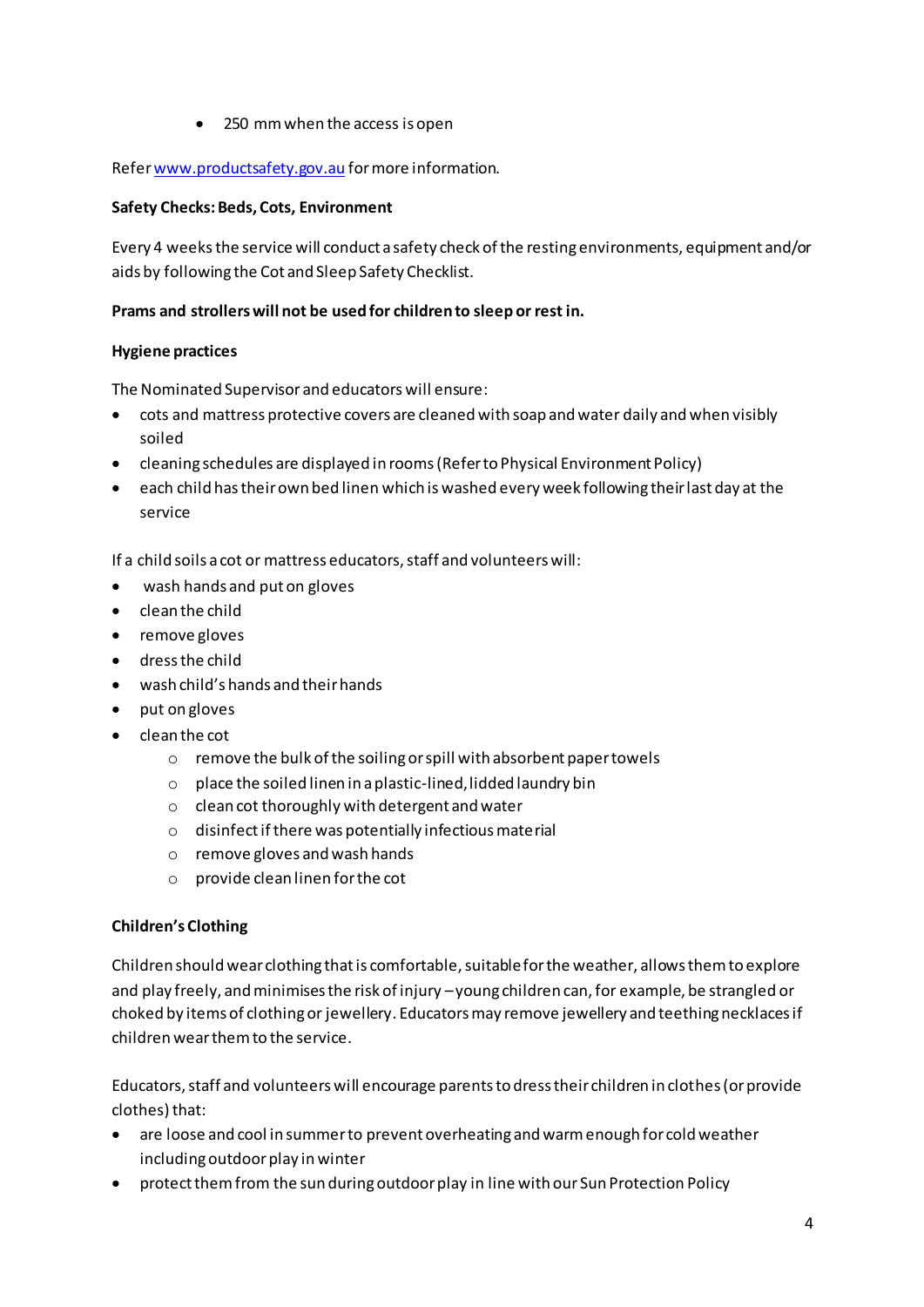- 250 mm when the access is open

Refer www.productsafety.gov.au for more information.

**Safety Checks: Beds, Cots, Environment**

Every 4 weeks the service will conduct a safety check of the resting environments, equipment and/or aids by following the Cot and Sleep Safety Checklist.

**Prams and strollers will not be used for children to sleep or rest in.**

**Hygiene practices**

The Nominated Supervisor and educators will ensure:

- cots and mattress protective covers are cleaned with soap and water daily and when visibly soiled
- cleaning schedules are displayed in rooms (Refer to Physical Environment Policy)
- each child has their own bed linen which is washed every week following their last day at the service

If a child soils a cot or mattress educators, staff and volunteers will:

- wash hands and put on gloves
- clean the child
- remove gloves
- dress the child
- wash child's hands and their hands
- put on gloves
- clean the cot
  - remove the bulk of the soiling or spill with absorbent paper towels
  - place the soiled linen in a plastic-lined, lidded laundry bin
  - clean cot thoroughly with detergent and water
  - disinfect if there was potentially infectious material
  - remove gloves and wash hands
  - provide clean linen for the cot

**Children's Clothing**

Children should wear clothing that is comfortable, suitable for the weather, allows them to explore and play freely, and minimises the risk of injury – young children can, for example, be strangled or choked by items of clothing or jewellery. Educators may remove jewellery and teething necklaces if children wear them to the service.

Educators, staff and volunteers will encourage parents to dress their children in clothes (or provide clothes) that:

- are loose and cool in summer to prevent overheating and warm enough for cold weather including outdoor play in winter
- protect them from the sun during outdoor play in line with our Sun Protection Policy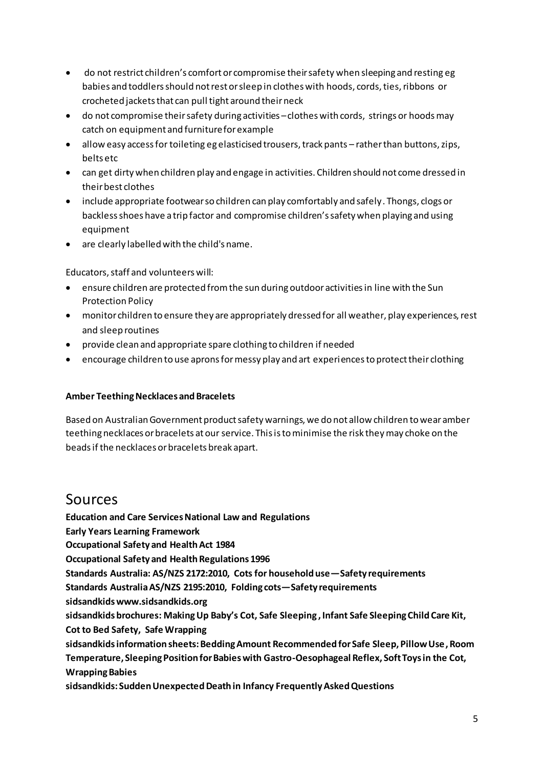- do not restrict children's comfort or compromise their safety when sleeping and resting eg babies and toddlers should not rest or sleep in clothes with hoods, cords, ties, ribbons or crocheted jackets that can pull tight around their neck
- do not compromise their safety during activities – clothes with cords, strings or hoods may catch on equipment and furniture for example
- allow easy access for toileting eg elasticised trousers, track pants – rather than buttons, zips, belts etc
- can get dirty when children play and engage in activities. Children should not come dressed in their best clothes
- include appropriate footwear so children can play comfortably and safely. Thongs, clogs or backless shoes have a trip factor and compromise children's safety when playing and using equipment
- are clearly labelled with the child's name.

Educators, staff and volunteers will:

- ensure children are protected from the sun during outdoor activities in line with the Sun Protection Policy
- monitor children to ensure they are appropriately dressed for all weather, play experiences, rest and sleep routines
- provide clean and appropriate spare clothing to children if needed
- encourage children to use aprons for messy play and art experiences to protect their clothing

**Amber Teething Necklaces and Bracelets**

Based on Australian Government product safety warnings, we do not allow children to wear amber teething necklaces or bracelets at our service. This is to minimise the risk they may choke on the beads if the necklaces or bracelets break apart.

# Sources

**Education and Care Services National Law and Regulations**
**Early Years Learning Framework**
**Occupational Safety and Health Act 1984**
**Occupational Safety and Health Regulations 1996**
**Standards Australia: AS/NZS 2172:2010, Cots for household use—Safety requirements**
**Standards Australia AS/NZS 2195:2010, Folding cots—Safety requirements**
**sidsandkids www.sidsandkids.org**
**sidsandkids brochures: Making Up Baby's Cot, Safe Sleeping, Infant Safe Sleeping Child Care Kit, Cot to Bed Safety, Safe Wrapping**
**sidsandkids information sheets: Bedding Amount Recommended for Safe Sleep, Pillow Use, Room Temperature, Sleeping Position for Babies with Gastro-Oesophageal Reflex, Soft Toys in the Cot, Wrapping Babies**
**sidsandkids: Sudden Unexpected Death in Infancy Frequently Asked Questions**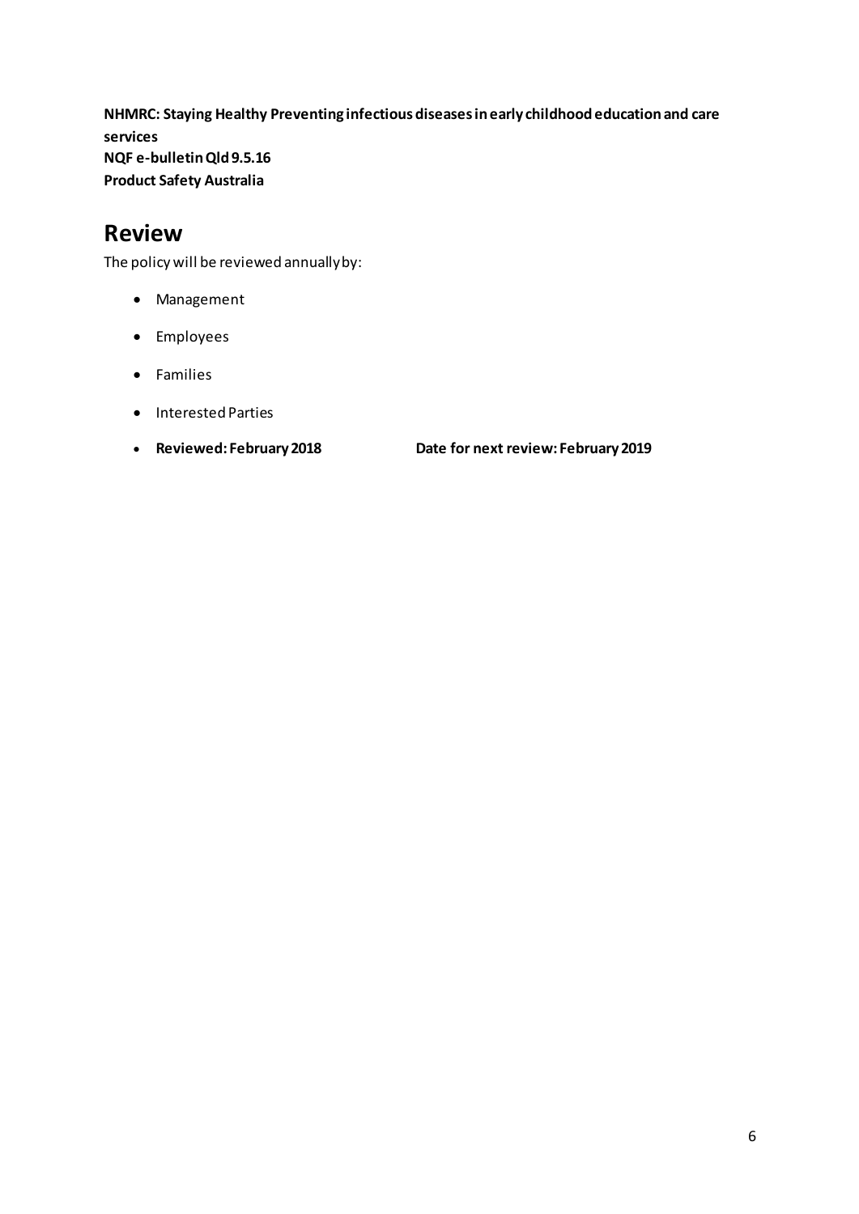**NHMRC: Staying Healthy Preventing infectious diseases in early childhood education and care services**
**NQF e-bulletin Qld 9.5.16**
**Product Safety Australia**

## Review

The policy will be reviewed annually by:

- Management
- Employees
- Families
- Interested Parties
- **Reviewed: February 2018** **Date for next review: February 2019**